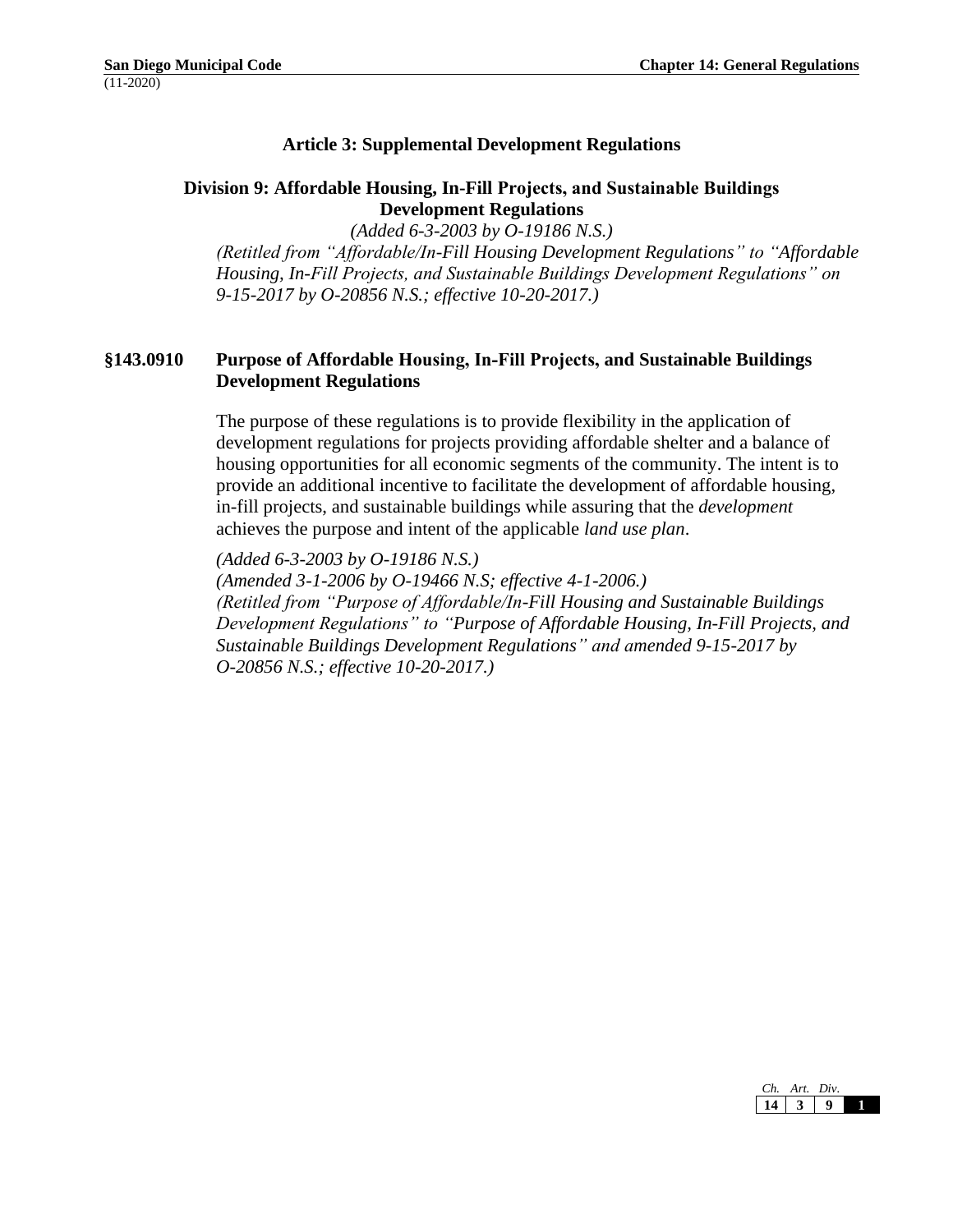## Article 3: Supplemental Development Regulations

### Division 9: Affordable Housing, In-Fill Projects, and Sustainable Buildings Development Regulations

*(Added 6-3-2003 by O-19186 N.S.)*
*(Retitled from "Affordable/In-Fill Housing Development Regulations" to "Affordable Housing, In-Fill Projects, and Sustainable Buildings Development Regulations" on 9-15-2017 by O-20856 N.S.; effective 10-20-2017.)*

### §143.0910 Purpose of Affordable Housing, In-Fill Projects, and Sustainable Buildings Development Regulations

The purpose of these regulations is to provide flexibility in the application of development regulations for projects providing affordable shelter and a balance of housing opportunities for all economic segments of the community. The intent is to provide an additional incentive to facilitate the development of affordable housing, in-fill projects, and sustainable buildings while assuring that the *development* achieves the purpose and intent of the applicable *land use plan*.

*(Added 6-3-2003 by O-19186 N.S.)*
*(Amended 3-1-2006 by O-19466 N.S; effective 4-1-2006.)*
*(Retitled from "Purpose of Affordable/In-Fill Housing and Sustainable Buildings Development Regulations" to "Purpose of Affordable Housing, In-Fill Projects, and Sustainable Buildings Development Regulations" and amended 9-15-2017 by O-20856 N.S.; effective 10-20-2017.)*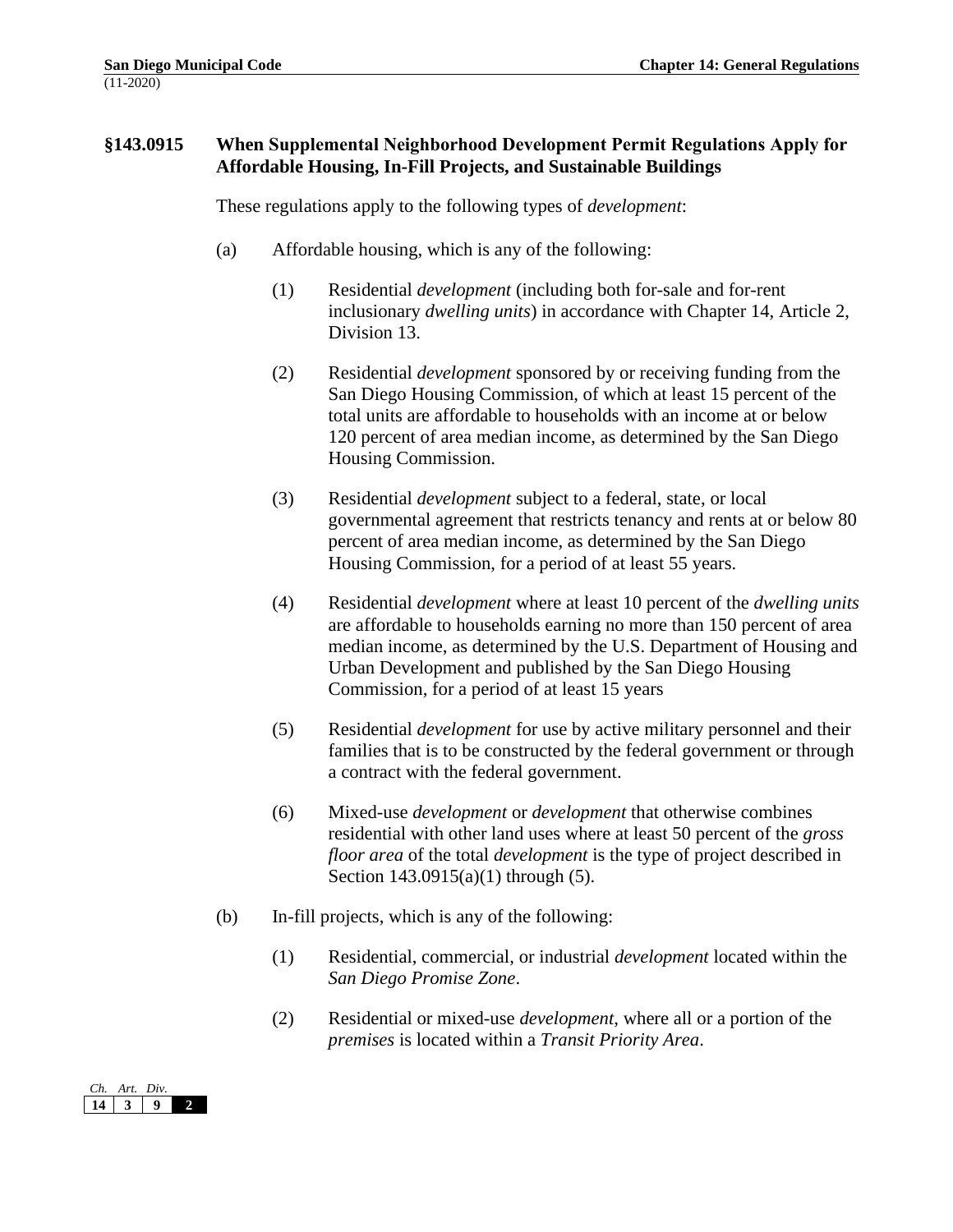## §143.0915 When Supplemental Neighborhood Development Permit Regulations Apply for Affordable Housing, In-Fill Projects, and Sustainable Buildings

These regulations apply to the following types of *development*:

(a) Affordable housing, which is any of the following:

(1) Residential *development* (including both for-sale and for-rent inclusionary *dwelling units*) in accordance with Chapter 14, Article 2, Division 13.

(2) Residential *development* sponsored by or receiving funding from the San Diego Housing Commission, of which at least 15 percent of the total units are affordable to households with an income at or below 120 percent of area median income, as determined by the San Diego Housing Commission.

(3) Residential *development* subject to a federal, state, or local governmental agreement that restricts tenancy and rents at or below 80 percent of area median income, as determined by the San Diego Housing Commission, for a period of at least 55 years.

(4) Residential *development* where at least 10 percent of the *dwelling units* are affordable to households earning no more than 150 percent of area median income, as determined by the U.S. Department of Housing and Urban Development and published by the San Diego Housing Commission, for a period of at least 15 years

(5) Residential *development* for use by active military personnel and their families that is to be constructed by the federal government or through a contract with the federal government.

(6) Mixed-use *development* or *development* that otherwise combines residential with other land uses where at least 50 percent of the *gross floor area* of the total *development* is the type of project described in Section 143.0915(a)(1) through (5).

(b) In-fill projects, which is any of the following:

(1) Residential, commercial, or industrial *development* located within the *San Diego Promise Zone*.

(2) Residential or mixed-use *development*, where all or a portion of the *premises* is located within a *Transit Priority Area*.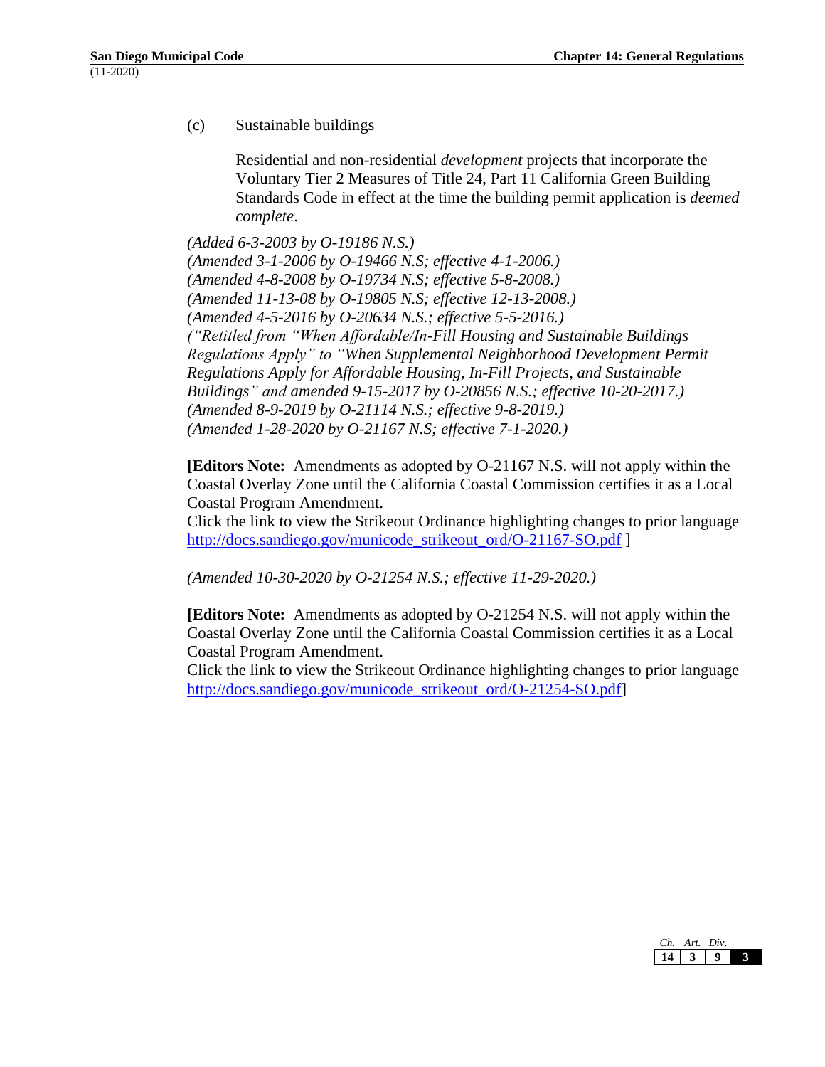(c) Sustainable buildings

Residential and non-residential *development* projects that incorporate the Voluntary Tier 2 Measures of Title 24, Part 11 California Green Building Standards Code in effect at the time the building permit application is *deemed complete*.

*(Added 6-3-2003 by O-19186 N.S.)*
*(Amended 3-1-2006 by O-19466 N.S; effective 4-1-2006.)*
*(Amended 4-8-2008 by O-19734 N.S; effective 5-8-2008.)*
*(Amended 11-13-08 by O-19805 N.S; effective 12-13-2008.)*
*(Amended 4-5-2016 by O-20634 N.S.; effective 5-5-2016.)*
*("Retitled from "When Affordable/In-Fill Housing and Sustainable Buildings Regulations Apply" to "When Supplemental Neighborhood Development Permit Regulations Apply for Affordable Housing, In-Fill Projects, and Sustainable Buildings" and amended 9-15-2017 by O-20856 N.S.; effective 10-20-2017.)*
*(Amended 8-9-2019 by O-21114 N.S.; effective 9-8-2019.)*
*(Amended 1-28-2020 by O-21167 N.S; effective 7-1-2020.)*

**[Editors Note:** Amendments as adopted by O-21167 N.S. will not apply within the Coastal Overlay Zone until the California Coastal Commission certifies it as a Local Coastal Program Amendment.
Click the link to view the Strikeout Ordinance highlighting changes to prior language http://docs.sandiego.gov/municode_strikeout_ord/O-21167-SO.pdf ]

*(Amended 10-30-2020 by O-21254 N.S.; effective 11-29-2020.)*

**[Editors Note:** Amendments as adopted by O-21254 N.S. will not apply within the Coastal Overlay Zone until the California Coastal Commission certifies it as a Local Coastal Program Amendment.
Click the link to view the Strikeout Ordinance highlighting changes to prior language http://docs.sandiego.gov/municode_strikeout_ord/O-21254-SO.pdf]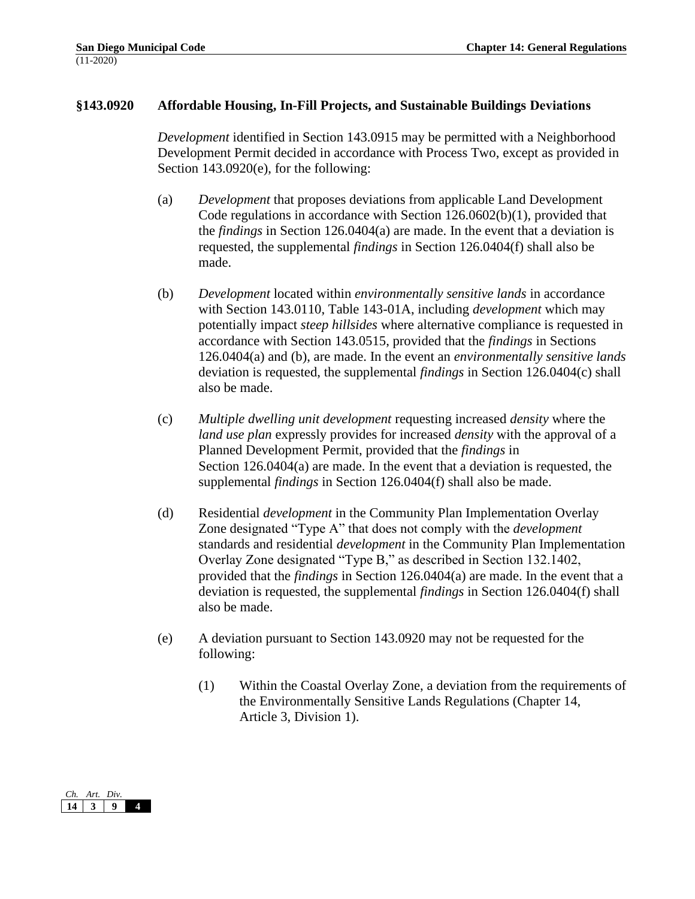### §143.0920 Affordable Housing, In-Fill Projects, and Sustainable Buildings Deviations

*Development* identified in Section 143.0915 may be permitted with a Neighborhood Development Permit decided in accordance with Process Two, except as provided in Section 143.0920(e), for the following:

(a) *Development* that proposes deviations from applicable Land Development Code regulations in accordance with Section 126.0602(b)(1), provided that the *findings* in Section 126.0404(a) are made. In the event that a deviation is requested, the supplemental *findings* in Section 126.0404(f) shall also be made.

(b) *Development* located within *environmentally sensitive lands* in accordance with Section 143.0110, Table 143-01A, including *development* which may potentially impact *steep hillsides* where alternative compliance is requested in accordance with Section 143.0515, provided that the *findings* in Sections 126.0404(a) and (b), are made. In the event an *environmentally sensitive lands* deviation is requested, the supplemental *findings* in Section 126.0404(c) shall also be made.

(c) *Multiple dwelling unit development* requesting increased *density* where the *land use plan* expressly provides for increased *density* with the approval of a Planned Development Permit, provided that the *findings* in Section 126.0404(a) are made. In the event that a deviation is requested, the supplemental *findings* in Section 126.0404(f) shall also be made.

(d) Residential *development* in the Community Plan Implementation Overlay Zone designated "Type A" that does not comply with the *development* standards and residential *development* in the Community Plan Implementation Overlay Zone designated "Type B," as described in Section 132.1402, provided that the *findings* in Section 126.0404(a) are made. In the event that a deviation is requested, the supplemental *findings* in Section 126.0404(f) shall also be made.

(e) A deviation pursuant to Section 143.0920 may not be requested for the following:

   (1) Within the Coastal Overlay Zone, a deviation from the requirements of the Environmentally Sensitive Lands Regulations (Chapter 14, Article 3, Division 1).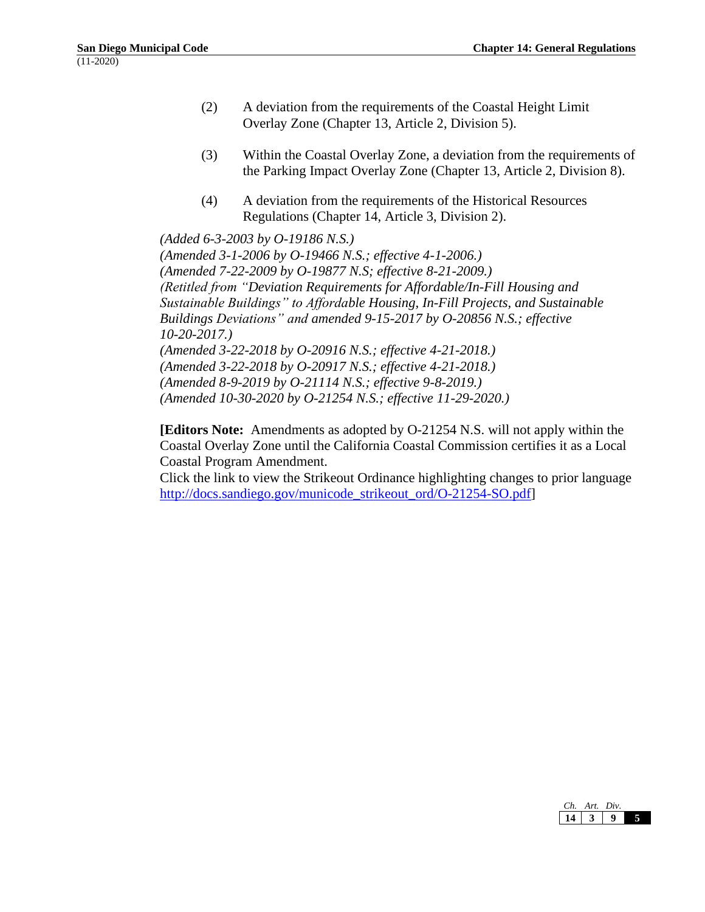(2) A deviation from the requirements of the Coastal Height Limit Overlay Zone (Chapter 13, Article 2, Division 5).

(3) Within the Coastal Overlay Zone, a deviation from the requirements of the Parking Impact Overlay Zone (Chapter 13, Article 2, Division 8).

(4) A deviation from the requirements of the Historical Resources Regulations (Chapter 14, Article 3, Division 2).

*(Added 6-3-2003 by O-19186 N.S.)*
*(Amended 3-1-2006 by O-19466 N.S.; effective 4-1-2006.)*
*(Amended 7-22-2009 by O-19877 N.S; effective 8-21-2009.)*
*(Retitled from "Deviation Requirements for Affordable/In-Fill Housing and Sustainable Buildings" to Affordable Housing, In-Fill Projects, and Sustainable Buildings Deviations" and amended 9-15-2017 by O-20856 N.S.; effective 10-20-2017.)*
*(Amended 3-22-2018 by O-20916 N.S.; effective 4-21-2018.)*
*(Amended 3-22-2018 by O-20917 N.S.; effective 4-21-2018.)*
*(Amended 8-9-2019 by O-21114 N.S.; effective 9-8-2019.)*
*(Amended 10-30-2020 by O-21254 N.S.; effective 11-29-2020.)*

**[Editors Note:** Amendments as adopted by O-21254 N.S. will not apply within the Coastal Overlay Zone until the California Coastal Commission certifies it as a Local Coastal Program Amendment.
Click the link to view the Strikeout Ordinance highlighting changes to prior language [http://docs.sandiego.gov/municode_strikeout_ord/O-21254-SO.pdf](http://docs.sandiego.gov/municode_strikeout_ord/O-21254-SO.pdf)]